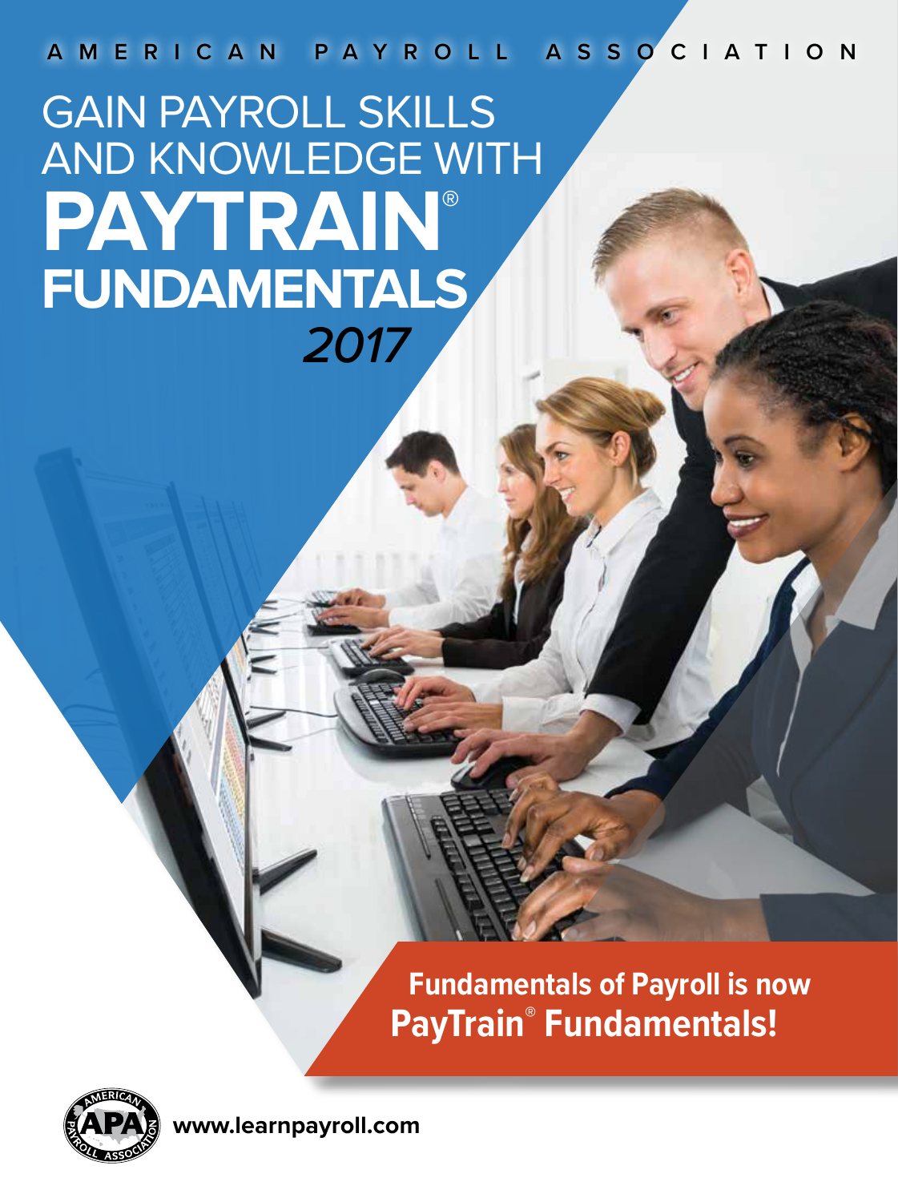AMERICAN PAYROLL ASSOCIATION

# GAIN PAYROLL SKILLS AND KNOWLEDGE WITH PAYTRAIN® FUNDAMENTALS

*2017*

**Fundamentals of Payroll is now PayTrain® Fundamentals!**

www.learnpayroll.com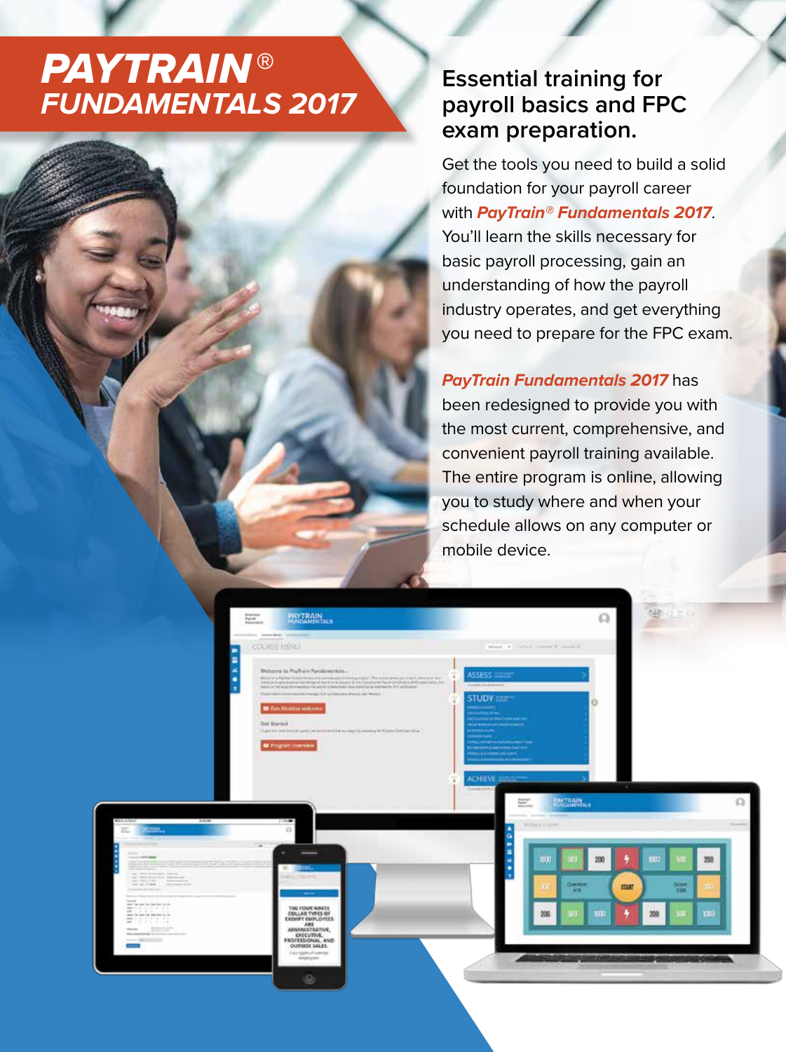# PAYTRAIN® FUNDAMENTALS 2017

## Essential training for payroll basics and FPC exam preparation.

Get the tools you need to build a solid foundation for your payroll career with ***PayTrain® Fundamentals 2017***. You'll learn the skills necessary for basic payroll processing, gain an understanding of how the payroll industry operates, and get everything you need to prepare for the FPC exam.

***PayTrain Fundamentals 2017*** has been redesigned to provide you with the most current, comprehensive, and convenient payroll training available. The entire program is online, allowing you to study where and when your schedule allows on any computer or mobile device.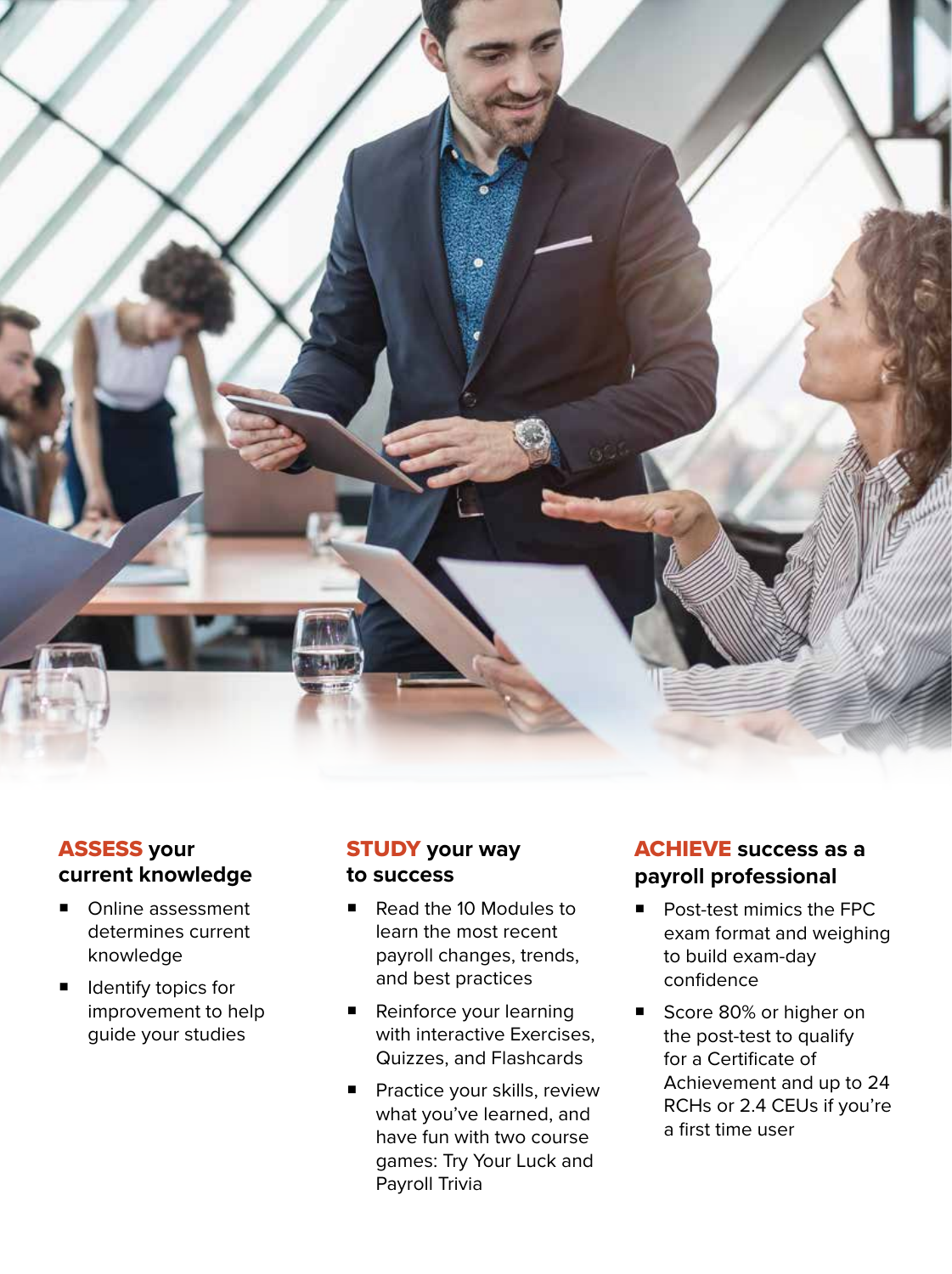## ASSESS your current knowledge

- Online assessment determines current knowledge
- Identify topics for improvement to help guide your studies

## STUDY your way to success

- Read the 10 Modules to learn the most recent payroll changes, trends, and best practices
- Reinforce your learning with interactive Exercises, Quizzes, and Flashcards
- Practice your skills, review what you've learned, and have fun with two course games: Try Your Luck and Payroll Trivia

## ACHIEVE success as a payroll professional

- Post-test mimics the FPC exam format and weighing to build exam-day confidence
- Score 80% or higher on the post-test to qualify for a Certificate of Achievement and up to 24 RCHs or 2.4 CEUs if you're a first time user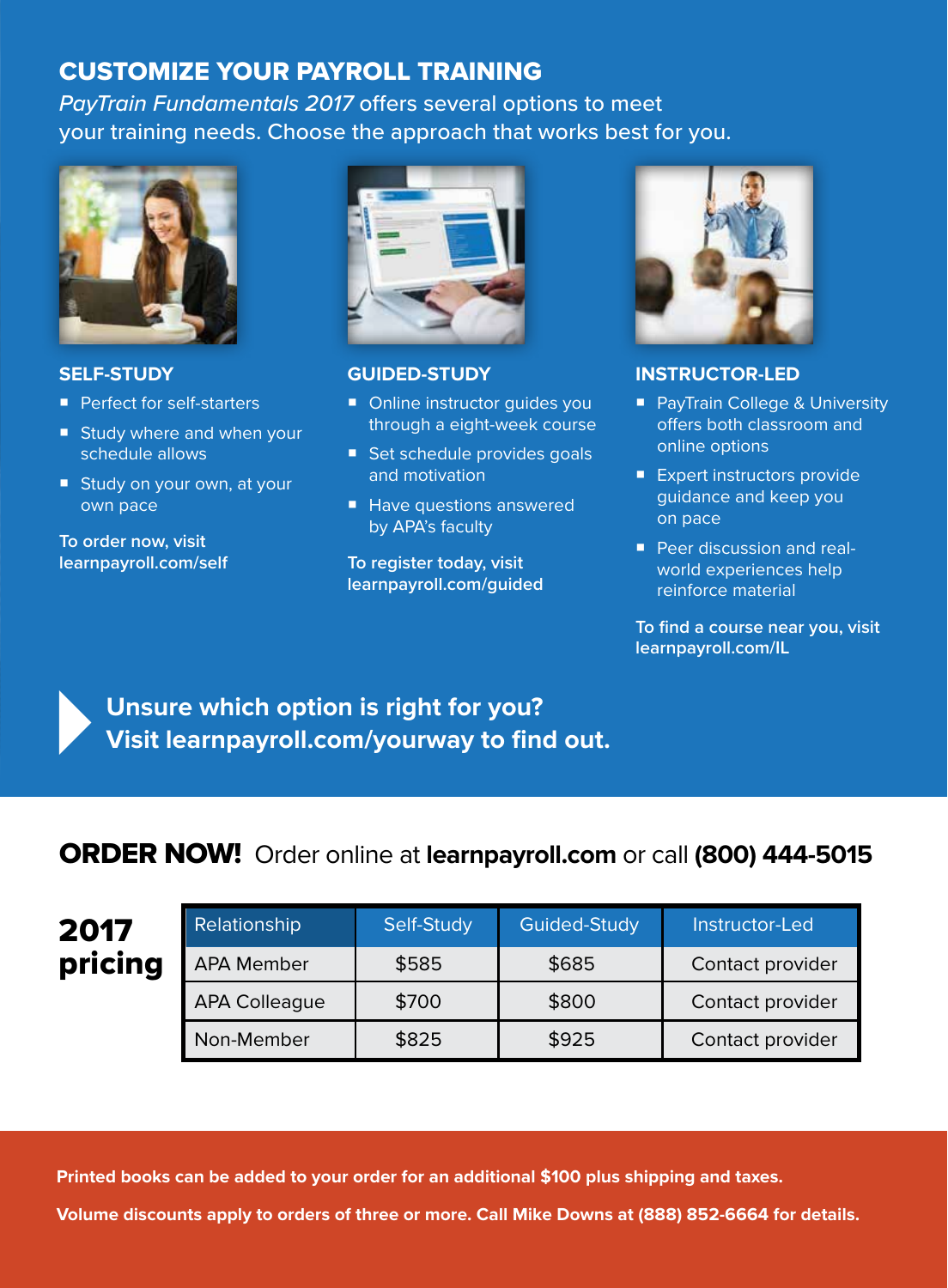## CUSTOMIZE YOUR PAYROLL TRAINING

*PayTrain Fundamentals 2017* offers several options to meet your training needs. Choose the approach that works best for you.

### SELF-STUDY

- Perfect for self-starters
- Study where and when your schedule allows
- Study on your own, at your own pace

**To order now, visit learnpayroll.com/self**

### GUIDED-STUDY

- Online instructor guides you through a eight-week course
- Set schedule provides goals and motivation
- Have questions answered by APA's faculty

**To register today, visit learnpayroll.com/guided**

### INSTRUCTOR-LED

- PayTrain College & University offers both classroom and online options
- Expert instructors provide guidance and keep you on pace
- Peer discussion and real-world experiences help reinforce material

**To find a course near you, visit learnpayroll.com/IL**

**Unsure which option is right for you? Visit learnpayroll.com/yourway to find out.**

## ORDER NOW! Order online at **learnpayroll.com** or call **(800) 444-5015**

### 2017 pricing

| Relationship | Self-Study | Guided-Study | Instructor-Led |
| --- | --- | --- | --- |
| APA Member | $585 | $685 | Contact provider |
| APA Colleague | $700 | $800 | Contact provider |
| Non-Member | $825 | $925 | Contact provider |

**Printed books can be added to your order for an additional $100 plus shipping and taxes.**

**Volume discounts apply to orders of three or more. Call Mike Downs at (888) 852-6664 for details.**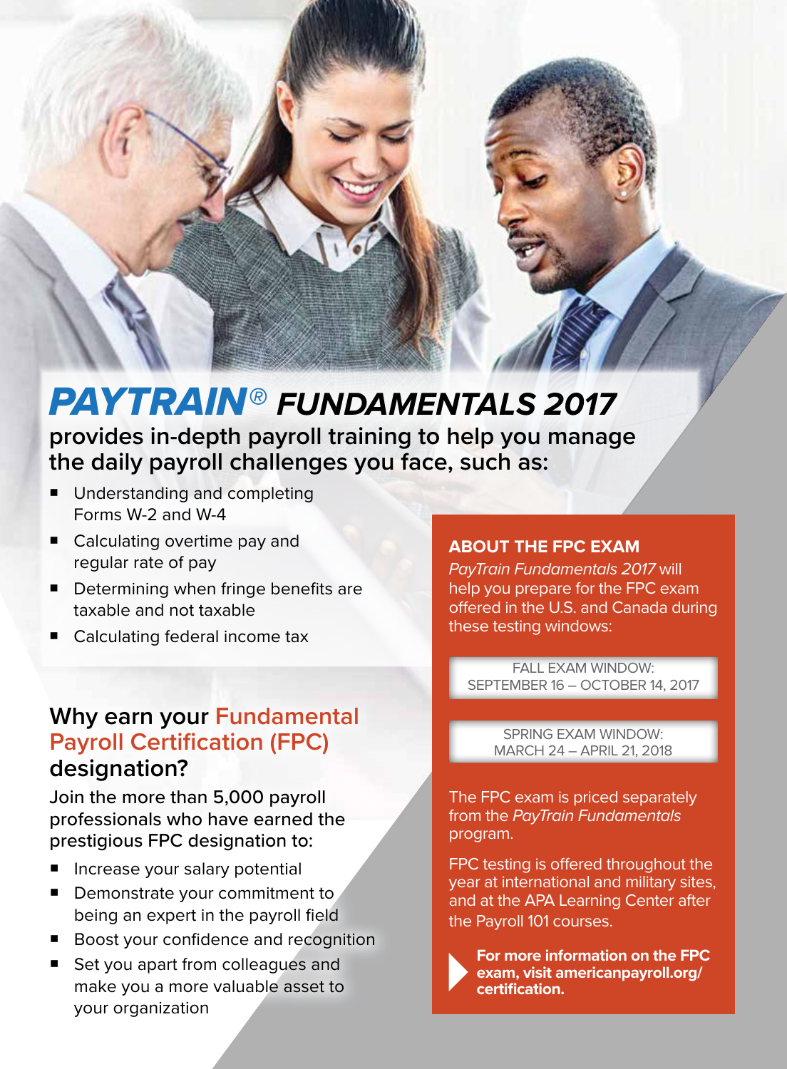# *PAYTRAIN® FUNDAMENTALS 2017*

**provides in-depth payroll training to help you manage the daily payroll challenges you face, such as:**

- Understanding and completing Forms W-2 and W-4
- Calculating overtime pay and regular rate of pay
- Determining when fringe benefits are taxable and not taxable
- Calculating federal income tax

## Why earn your Fundamental Payroll Certification (FPC) designation?

**Join the more than 5,000 payroll professionals who have earned the prestigious FPC designation to:**

- Increase your salary potential
- Demonstrate your commitment to being an expert in the payroll field
- Boost your confidence and recognition
- Set you apart from colleagues and make you a more valuable asset to your organization

## ABOUT THE FPC EXAM

*PayTrain Fundamentals 2017* will help you prepare for the FPC exam offered in the U.S. and Canada during these testing windows:

FALL EXAM WINDOW:
SEPTEMBER 16 – OCTOBER 14, 2017

SPRING EXAM WINDOW:
MARCH 24 – APRIL 21, 2018

The FPC exam is priced separately from the *PayTrain Fundamentals* program.

FPC testing is offered throughout the year at international and military sites, and at the APA Learning Center after the Payroll 101 courses.

**For more information on the FPC exam, visit americanpayroll.org/certification.**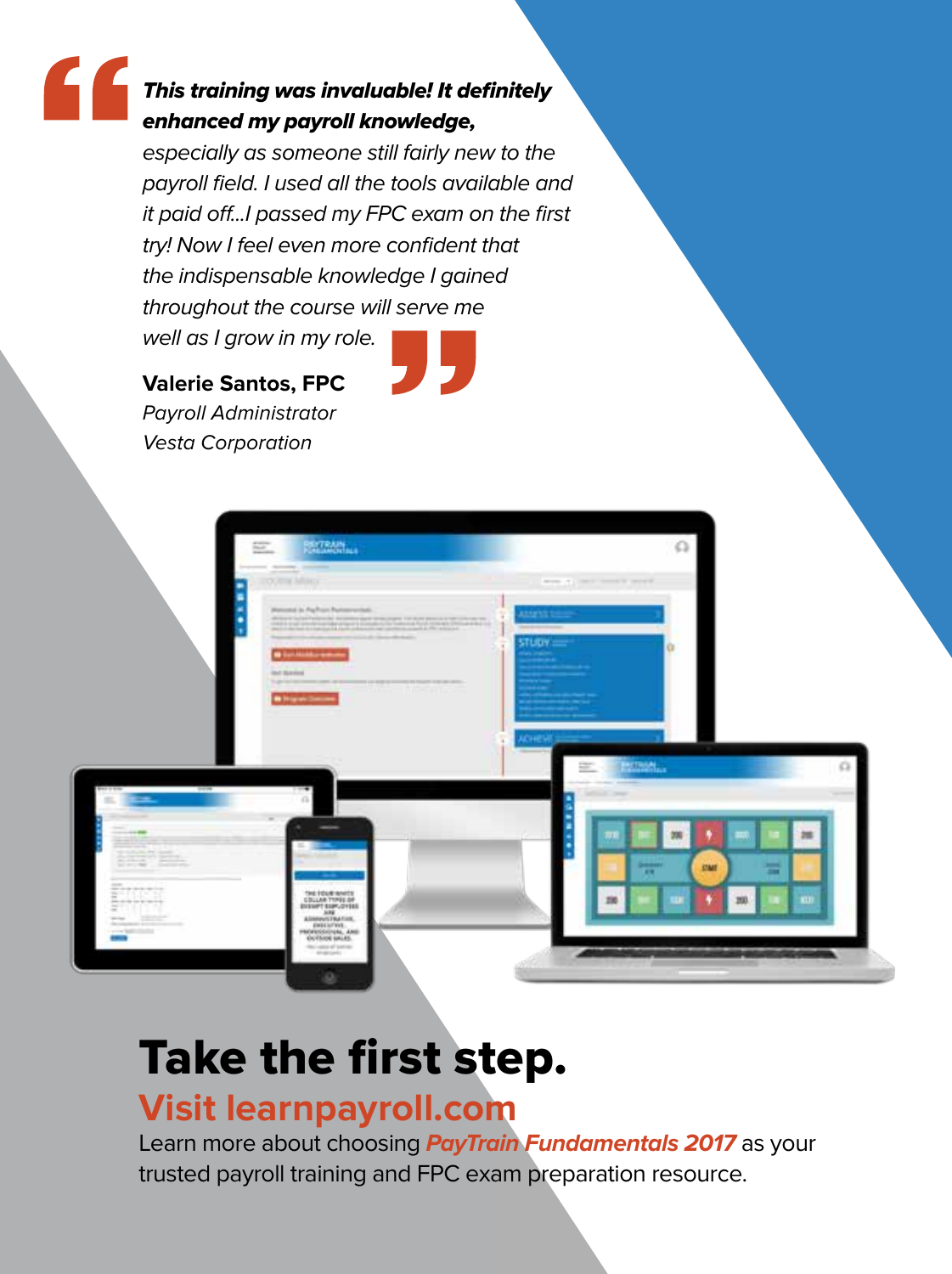***This training was invaluable! It definitely enhanced my payroll knowledge,*** *especially as someone still fairly new to the payroll field. I used all the tools available and it paid off...I passed my FPC exam on the first try! Now I feel even more confident that the indispensable knowledge I gained throughout the course will serve me well as I grow in my role.*

**Valerie Santos, FPC**
*Payroll Administrator*
*Vesta Corporation*

# Take the first step.

## Visit learnpayroll.com

Learn more about choosing ***PayTrain Fundamentals 2017*** as your trusted payroll training and FPC exam preparation resource.